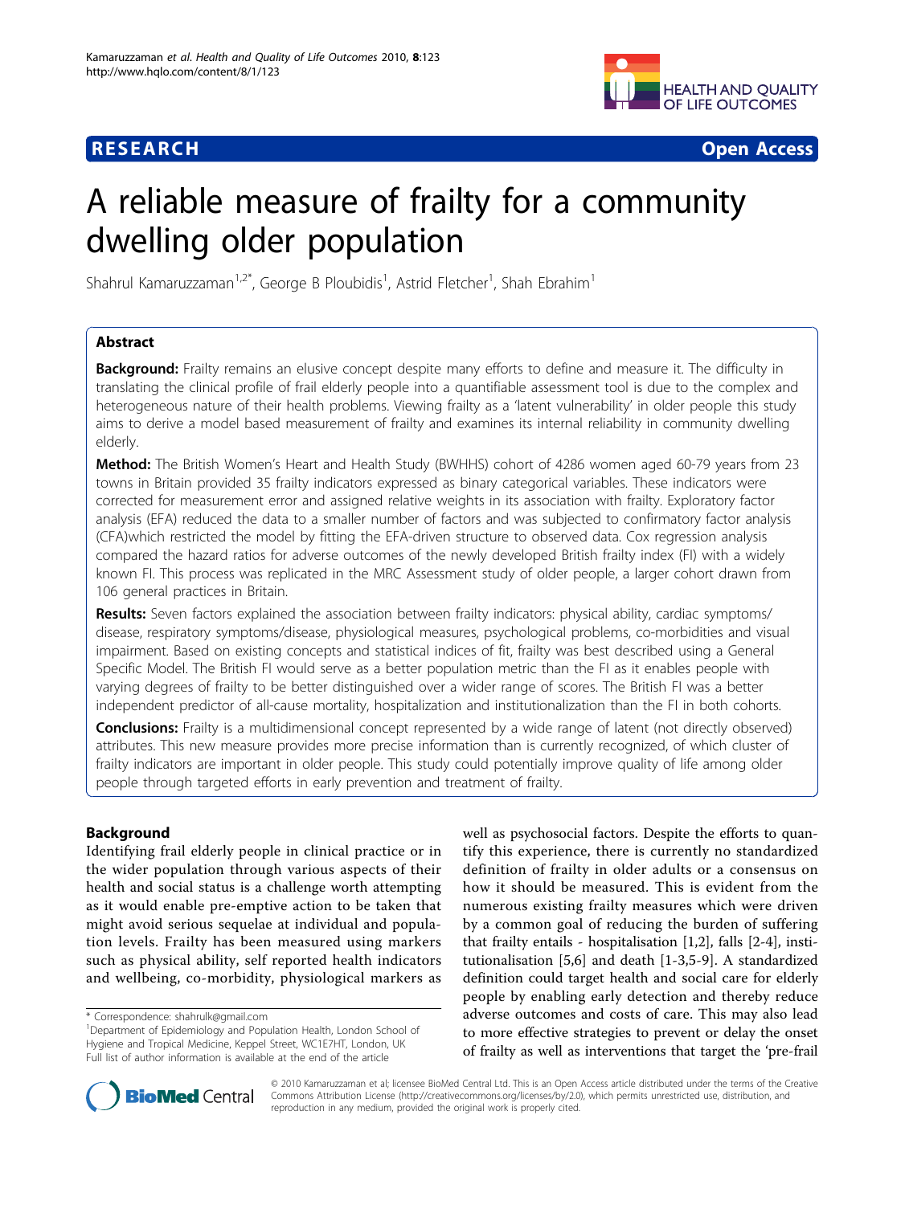RESEARCH

Open Access

# A reliable measure of frailty for a community dwelling older population

Shahrul Kamaruzzaman[1,2*], George B Ploubidis[1], Astrid Fletcher[1], Shah Ebrahim[1]

## Abstract

**Background:** Frailty remains an elusive concept despite many efforts to define and measure it. The difficulty in translating the clinical profile of frail elderly people into a quantifiable assessment tool is due to the complex and heterogeneous nature of their health problems. Viewing frailty as a 'latent vulnerability' in older people this study aims to derive a model based measurement of frailty and examines its internal reliability in community dwelling elderly.

**Method:** The British Women's Heart and Health Study (BWHHS) cohort of 4286 women aged 60-79 years from 23 towns in Britain provided 35 frailty indicators expressed as binary categorical variables. These indicators were corrected for measurement error and assigned relative weights in its association with frailty. Exploratory factor analysis (EFA) reduced the data to a smaller number of factors and was subjected to confirmatory factor analysis (CFA)which restricted the model by fitting the EFA-driven structure to observed data. Cox regression analysis compared the hazard ratios for adverse outcomes of the newly developed British frailty index (FI) with a widely known FI. This process was replicated in the MRC Assessment study of older people, a larger cohort drawn from 106 general practices in Britain.

**Results:** Seven factors explained the association between frailty indicators: physical ability, cardiac symptoms/disease, respiratory symptoms/disease, physiological measures, psychological problems, co-morbidities and visual impairment. Based on existing concepts and statistical indices of fit, frailty was best described using a General Specific Model. The British FI would serve as a better population metric than the FI as it enables people with varying degrees of frailty to be better distinguished over a wider range of scores. The British FI was a better independent predictor of all-cause mortality, hospitalization and institutionalization than the FI in both cohorts.

**Conclusions:** Frailty is a multidimensional concept represented by a wide range of latent (not directly observed) attributes. This new measure provides more precise information than is currently recognized, of which cluster of frailty indicators are important in older people. This study could potentially improve quality of life among older people through targeted efforts in early prevention and treatment of frailty.

## Background

Identifying frail elderly people in clinical practice or in the wider population through various aspects of their health and social status is a challenge worth attempting as it would enable pre-emptive action to be taken that might avoid serious sequelae at individual and population levels. Frailty has been measured using markers such as physical ability, self reported health indicators and wellbeing, co-morbidity, physiological markers as well as psychosocial factors. Despite the efforts to quantify this experience, there is currently no standardized definition of frailty in older adults or a consensus on how it should be measured. This is evident from the numerous existing frailty measures which were driven by a common goal of reducing the burden of suffering that frailty entails - hospitalisation [1,2], falls [2-4], institutionalisation [5,6] and death [1-3,5-9]. A standardized definition could target health and social care for elderly people by enabling early detection and thereby reduce adverse outcomes and costs of care. This may also lead to more effective strategies to prevent or delay the onset of frailty as well as interventions that target the 'pre-frail

\* Correspondence: shahrulk@gmail.com
[1]Department of Epidemiology and Population Health, London School of Hygiene and Tropical Medicine, Keppel Street, WC1E7HT, London, UK
Full list of author information is available at the end of the article

© 2010 Kamaruzzaman et al; licensee BioMed Central Ltd. This is an Open Access article distributed under the terms of the Creative Commons Attribution License (http://creativecommons.org/licenses/by/2.0), which permits unrestricted use, distribution, and reproduction in any medium, provided the original work is properly cited.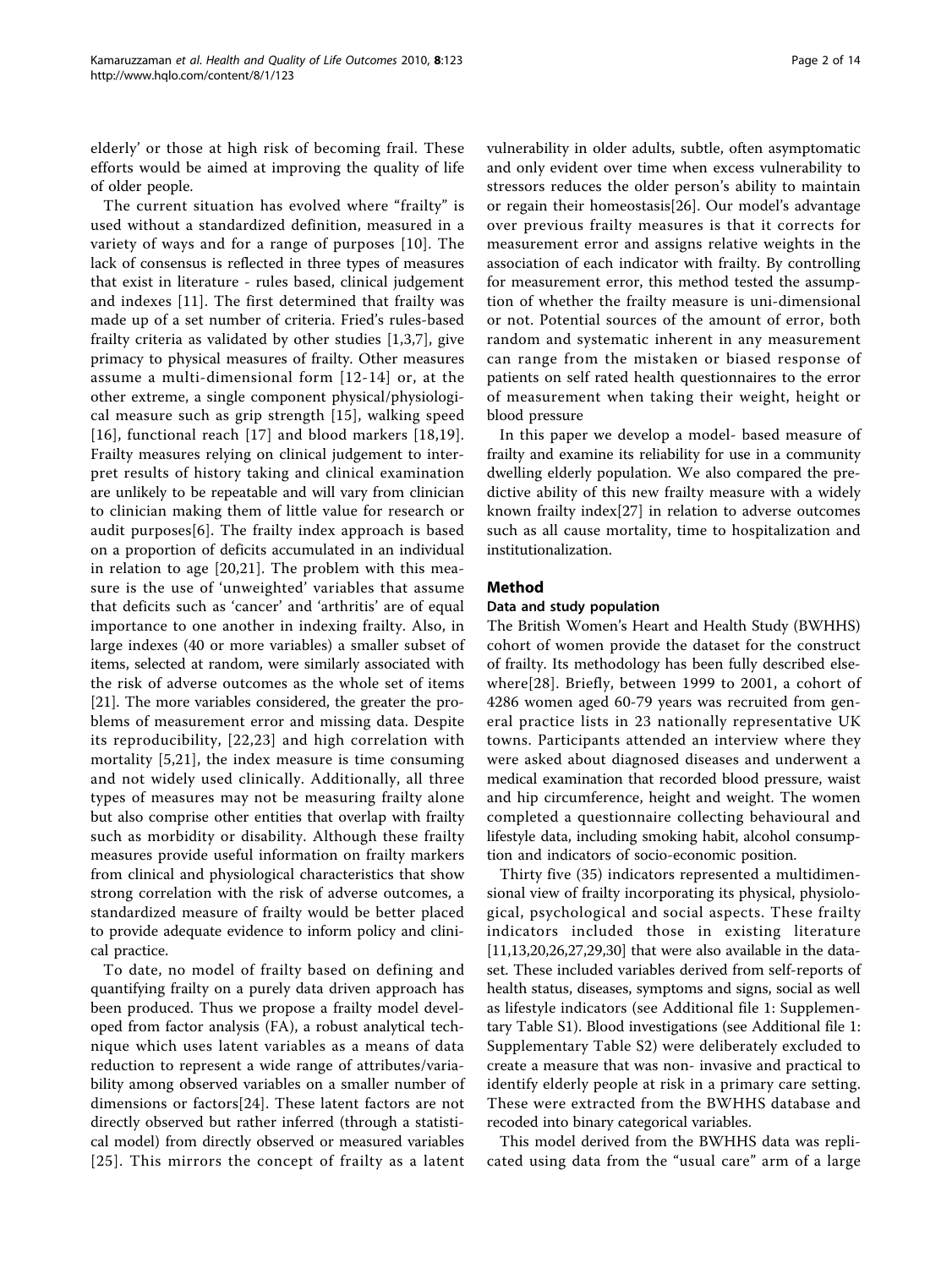elderly' or those at high risk of becoming frail. These efforts would be aimed at improving the quality of life of older people.

The current situation has evolved where "frailty" is used without a standardized definition, measured in a variety of ways and for a range of purposes [10]. The lack of consensus is reflected in three types of measures that exist in literature - rules based, clinical judgement and indexes [11]. The first determined that frailty was made up of a set number of criteria. Fried's rules-based frailty criteria as validated by other studies [1,3,7], give primacy to physical measures of frailty. Other measures assume a multi-dimensional form [12-14] or, at the other extreme, a single component physical/physiological measure such as grip strength [15], walking speed [16], functional reach [17] and blood markers [18,19]. Frailty measures relying on clinical judgement to interpret results of history taking and clinical examination are unlikely to be repeatable and will vary from clinician to clinician making them of little value for research or audit purposes[6]. The frailty index approach is based on a proportion of deficits accumulated in an individual in relation to age [20,21]. The problem with this measure is the use of 'unweighted' variables that assume that deficits such as 'cancer' and 'arthritis' are of equal importance to one another in indexing frailty. Also, in large indexes (40 or more variables) a smaller subset of items, selected at random, were similarly associated with the risk of adverse outcomes as the whole set of items [21]. The more variables considered, the greater the problems of measurement error and missing data. Despite its reproducibility, [22,23] and high correlation with mortality [5,21], the index measure is time consuming and not widely used clinically. Additionally, all three types of measures may not be measuring frailty alone but also comprise other entities that overlap with frailty such as morbidity or disability. Although these frailty measures provide useful information on frailty markers from clinical and physiological characteristics that show strong correlation with the risk of adverse outcomes, a standardized measure of frailty would be better placed to provide adequate evidence to inform policy and clinical practice.

To date, no model of frailty based on defining and quantifying frailty on a purely data driven approach has been produced. Thus we propose a frailty model developed from factor analysis (FA), a robust analytical technique which uses latent variables as a means of data reduction to represent a wide range of attributes/variability among observed variables on a smaller number of dimensions or factors[24]. These latent factors are not directly observed but rather inferred (through a statistical model) from directly observed or measured variables [25]. This mirrors the concept of frailty as a latent vulnerability in older adults, subtle, often asymptomatic and only evident over time when excess vulnerability to stressors reduces the older person's ability to maintain or regain their homeostasis[26]. Our model's advantage over previous frailty measures is that it corrects for measurement error and assigns relative weights in the association of each indicator with frailty. By controlling for measurement error, this method tested the assumption of whether the frailty measure is uni-dimensional or not. Potential sources of the amount of error, both random and systematic inherent in any measurement can range from the mistaken or biased response of patients on self rated health questionnaires to the error of measurement when taking their weight, height or blood pressure

In this paper we develop a model- based measure of frailty and examine its reliability for use in a community dwelling elderly population. We also compared the predictive ability of this new frailty measure with a widely known frailty index[27] in relation to adverse outcomes such as all cause mortality, time to hospitalization and institutionalization.

## Method

### Data and study population

The British Women's Heart and Health Study (BWHHS) cohort of women provide the dataset for the construct of frailty. Its methodology has been fully described elsewhere[28]. Briefly, between 1999 to 2001, a cohort of 4286 women aged 60-79 years was recruited from general practice lists in 23 nationally representative UK towns. Participants attended an interview where they were asked about diagnosed diseases and underwent a medical examination that recorded blood pressure, waist and hip circumference, height and weight. The women completed a questionnaire collecting behavioural and lifestyle data, including smoking habit, alcohol consumption and indicators of socio-economic position.

Thirty five (35) indicators represented a multidimensional view of frailty incorporating its physical, physiological, psychological and social aspects. These frailty indicators included those in existing literature [11,13,20,26,27,29,30] that were also available in the dataset. These included variables derived from self-reports of health status, diseases, symptoms and signs, social as well as lifestyle indicators (see Additional file 1: Supplementary Table S1). Blood investigations (see Additional file 1: Supplementary Table S2) were deliberately excluded to create a measure that was non- invasive and practical to identify elderly people at risk in a primary care setting. These were extracted from the BWHHS database and recoded into binary categorical variables.

This model derived from the BWHHS data was replicated using data from the "usual care" arm of a large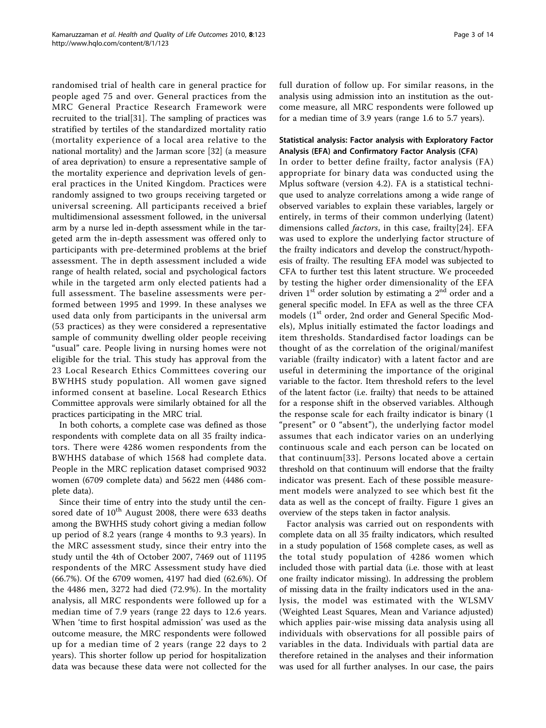randomised trial of health care in general practice for people aged 75 and over. General practices from the MRC General Practice Research Framework were recruited to the trial[31]. The sampling of practices was stratified by tertiles of the standardized mortality ratio (mortality experience of a local area relative to the national mortality) and the Jarman score [32] (a measure of area deprivation) to ensure a representative sample of the mortality experience and deprivation levels of general practices in the United Kingdom. Practices were randomly assigned to two groups receiving targeted or universal screening. All participants received a brief multidimensional assessment followed, in the universal arm by a nurse led in-depth assessment while in the targeted arm the in-depth assessment was offered only to participants with pre-determined problems at the brief assessment. The in depth assessment included a wide range of health related, social and psychological factors while in the targeted arm only elected patients had a full assessment. The baseline assessments were performed between 1995 and 1999. In these analyses we used data only from participants in the universal arm (53 practices) as they were considered a representative sample of community dwelling older people receiving "usual" care. People living in nursing homes were not eligible for the trial. This study has approval from the 23 Local Research Ethics Committees covering our BWHHS study population. All women gave signed informed consent at baseline. Local Research Ethics Committee approvals were similarly obtained for all the practices participating in the MRC trial.

In both cohorts, a complete case was defined as those respondents with complete data on all 35 frailty indicators. There were 4286 women respondents from the BWHHS database of which 1568 had complete data. People in the MRC replication dataset comprised 9032 women (6709 complete data) and 5622 men (4486 complete data).

Since their time of entry into the study until the censored date of 10th August 2008, there were 633 deaths among the BWHHS study cohort giving a median follow up period of 8.2 years (range 4 months to 9.3 years). In the MRC assessment study, since their entry into the study until the 4th of October 2007, 7469 out of 11195 respondents of the MRC Assessment study have died (66.7%). Of the 6709 women, 4197 had died (62.6%). Of the 4486 men, 3272 had died (72.9%). In the mortality analysis, all MRC respondents were followed up for a median time of 7.9 years (range 22 days to 12.6 years. When 'time to first hospital admission' was used as the outcome measure, the MRC respondents were followed up for a median time of 2 years (range 22 days to 2 years). This shorter follow up period for hospitalization data was because these data were not collected for the full duration of follow up. For similar reasons, in the analysis using admission into an institution as the outcome measure, all MRC respondents were followed up for a median time of 3.9 years (range 1.6 to 5.7 years).

### Statistical analysis: Factor analysis with Exploratory Factor Analysis (EFA) and Confirmatory Factor Analysis (CFA)

In order to better define frailty, factor analysis (FA) appropriate for binary data was conducted using the Mplus software (version 4.2). FA is a statistical technique used to analyze correlations among a wide range of observed variables to explain these variables, largely or entirely, in terms of their common underlying (latent) dimensions called *factors*, in this case, frailty[24]. EFA was used to explore the underlying factor structure of the frailty indicators and develop the construct/hypothesis of frailty. The resulting EFA model was subjected to CFA to further test this latent structure. We proceeded by testing the higher order dimensionality of the EFA driven 1st order solution by estimating a 2nd order and a general specific model. In EFA as well as the three CFA models (1st order, 2nd order and General Specific Models), Mplus initially estimated the factor loadings and item thresholds. Standardised factor loadings can be thought of as the correlation of the original/manifest variable (frailty indicator) with a latent factor and are useful in determining the importance of the original variable to the factor. Item threshold refers to the level of the latent factor (i.e. frailty) that needs to be attained for a response shift in the observed variables. Although the response scale for each frailty indicator is binary (1 "present" or 0 "absent"), the underlying factor model assumes that each indicator varies on an underlying continuous scale and each person can be located on that continuum[33]. Persons located above a certain threshold on that continuum will endorse that the frailty indicator was present. Each of these possible measurement models were analyzed to see which best fit the data as well as the concept of frailty. Figure 1 gives an overview of the steps taken in factor analysis.

Factor analysis was carried out on respondents with complete data on all 35 frailty indicators, which resulted in a study population of 1568 complete cases, as well as the total study population of 4286 women which included those with partial data (i.e. those with at least one frailty indicator missing). In addressing the problem of missing data in the frailty indicators used in the analysis, the model was estimated with the WLSMV (Weighted Least Squares, Mean and Variance adjusted) which applies pair-wise missing data analysis using all individuals with observations for all possible pairs of variables in the data. Individuals with partial data are therefore retained in the analyses and their information was used for all further analyses. In our case, the pairs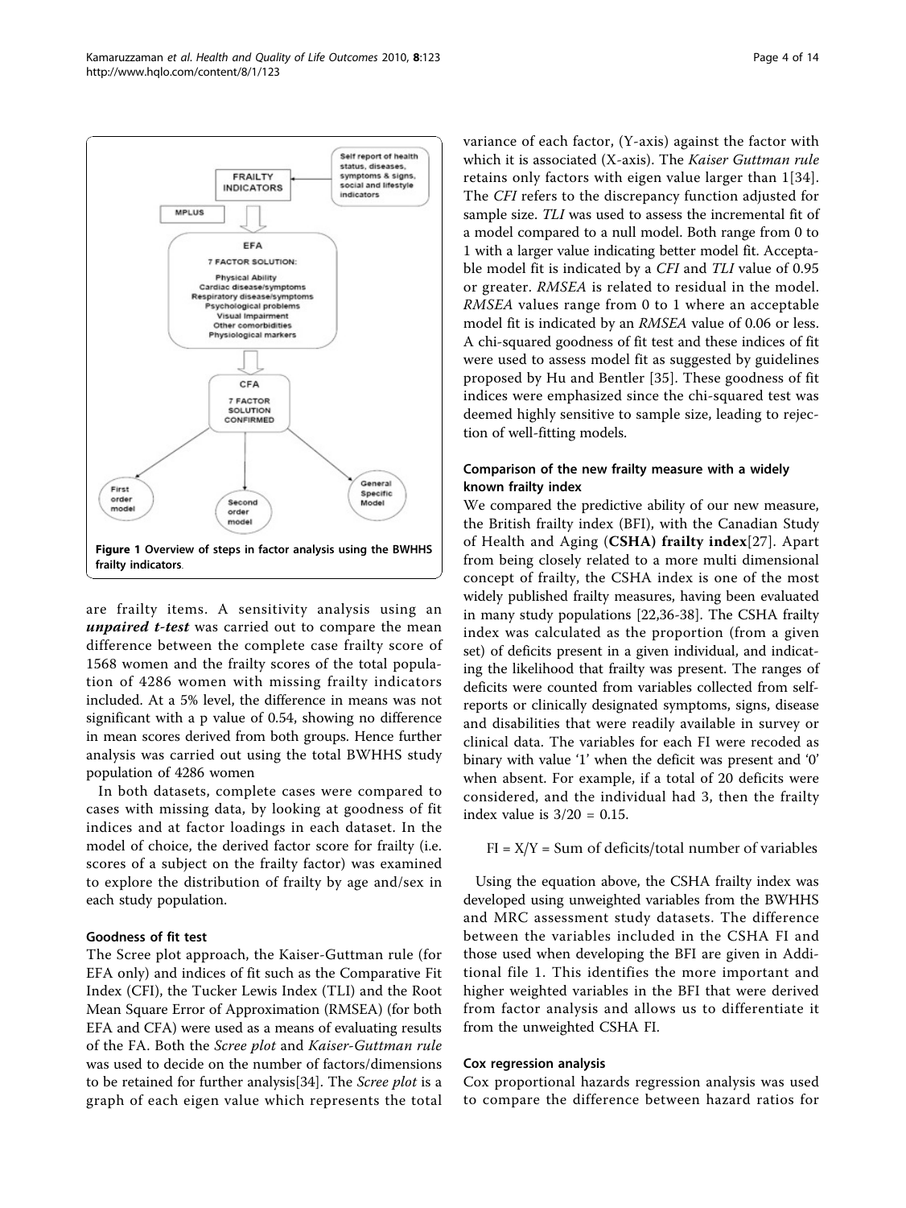**Figure 1 Overview of steps in factor analysis using the BWHHS frailty indicators**.

are frailty items. A sensitivity analysis using an ***unpaired t-test*** was carried out to compare the mean difference between the complete case frailty score of 1568 women and the frailty scores of the total population of 4286 women with missing frailty indicators included. At a 5% level, the difference in means was not significant with a p value of 0.54, showing no difference in mean scores derived from both groups. Hence further analysis was carried out using the total BWHHS study population of 4286 women

In both datasets, complete cases were compared to cases with missing data, by looking at goodness of fit indices and at factor loadings in each dataset. In the model of choice, the derived factor score for frailty (i.e. scores of a subject on the frailty factor) was examined to explore the distribution of frailty by age and/sex in each study population.

#### Goodness of fit test

The Scree plot approach, the Kaiser-Guttman rule (for EFA only) and indices of fit such as the Comparative Fit Index (CFI), the Tucker Lewis Index (TLI) and the Root Mean Square Error of Approximation (RMSEA) (for both EFA and CFA) were used as a means of evaluating results of the FA. Both the *Scree plot* and *Kaiser-Guttman rule* was used to decide on the number of factors/dimensions to be retained for further analysis[34]. The *Scree plot* is a graph of each eigen value which represents the total variance of each factor, (Y-axis) against the factor with which it is associated (X-axis). The *Kaiser Guttman rule* retains only factors with eigen value larger than 1[34]. The *CFI* refers to the discrepancy function adjusted for sample size. *TLI* was used to assess the incremental fit of a model compared to a null model. Both range from 0 to 1 with a larger value indicating better model fit. Acceptable model fit is indicated by a *CFI* and *TLI* value of 0.95 or greater. *RMSEA* is related to residual in the model. *RMSEA* values range from 0 to 1 where an acceptable model fit is indicated by an *RMSEA* value of 0.06 or less. A chi-squared goodness of fit test and these indices of fit were used to assess model fit as suggested by guidelines proposed by Hu and Bentler [35]. These goodness of fit indices were emphasized since the chi-squared test was deemed highly sensitive to sample size, leading to rejection of well-fitting models.

#### Comparison of the new frailty measure with a widely known frailty index

We compared the predictive ability of our new measure, the British frailty index (BFI), with the Canadian Study of Health and Aging (**CSHA) frailty index**[27]. Apart from being closely related to a more multi dimensional concept of frailty, the CSHA index is one of the most widely published frailty measures, having been evaluated in many study populations [22,36-38]. The CSHA frailty index was calculated as the proportion (from a given set) of deficits present in a given individual, and indicating the likelihood that frailty was present. The ranges of deficits were counted from variables collected from self-reports or clinically designated symptoms, signs, disease and disabilities that were readily available in survey or clinical data. The variables for each FI were recoded as binary with value '1' when the deficit was present and '0' when absent. For example, if a total of 20 deficits were considered, and the individual had 3, then the frailty index value is $3/20 = 0.15$.

$$FI = X/Y = \text{Sum of deficits/total number of variables}$$

Using the equation above, the CSHA frailty index was developed using unweighted variables from the BWHHS and MRC assessment study datasets. The difference between the variables included in the CSHA FI and those used when developing the BFI are given in Additional file 1. This identifies the more important and higher weighted variables in the BFI that were derived from factor analysis and allows us to differentiate it from the unweighted CSHA FI.

#### Cox regression analysis

Cox proportional hazards regression analysis was used to compare the difference between hazard ratios for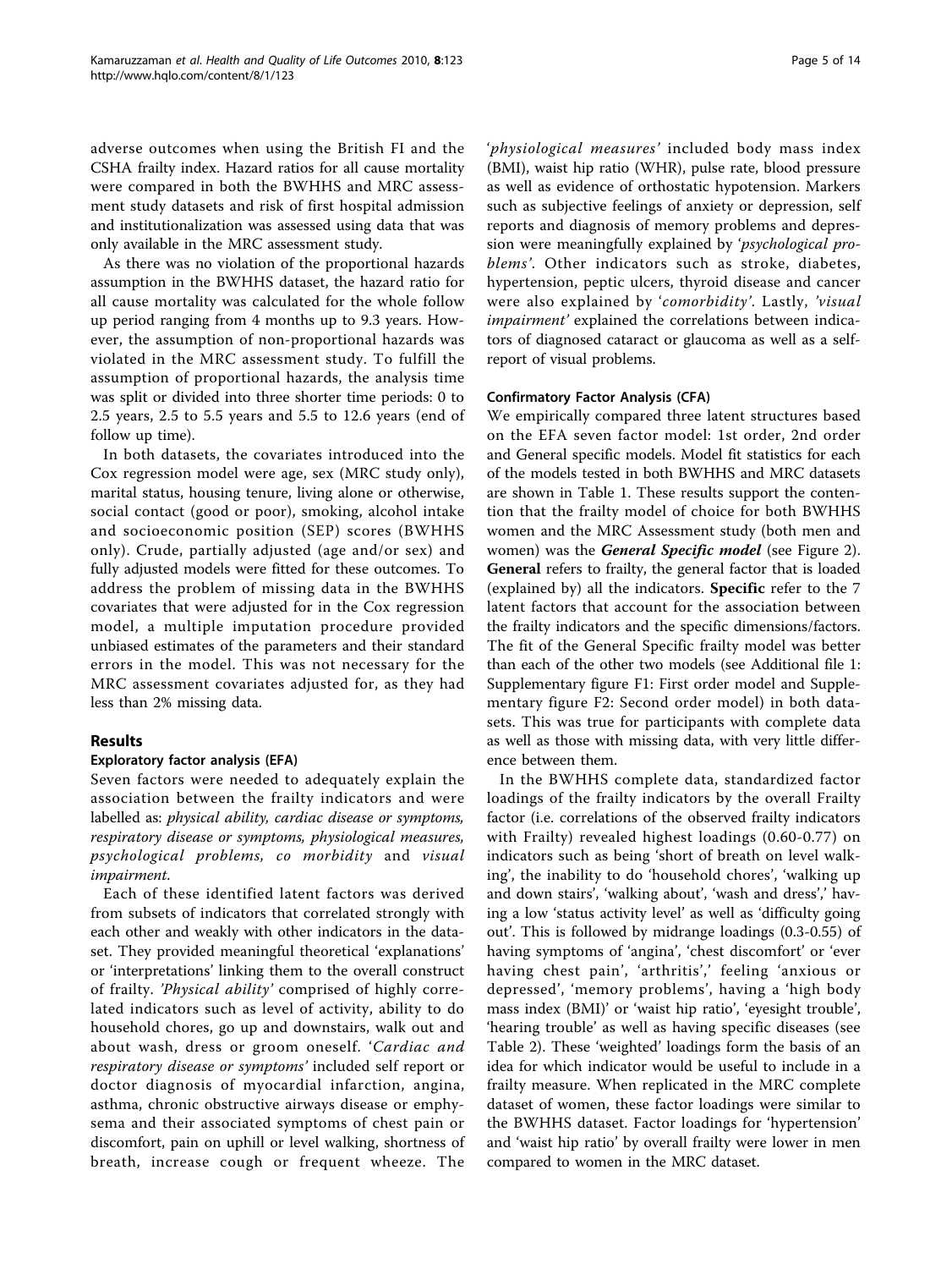adverse outcomes when using the British FI and the CSHA frailty index. Hazard ratios for all cause mortality were compared in both the BWHHS and MRC assessment study datasets and risk of first hospital admission and institutionalization was assessed using data that was only available in the MRC assessment study.

As there was no violation of the proportional hazards assumption in the BWHHS dataset, the hazard ratio for all cause mortality was calculated for the whole follow up period ranging from 4 months up to 9.3 years. However, the assumption of non-proportional hazards was violated in the MRC assessment study. To fulfill the assumption of proportional hazards, the analysis time was split or divided into three shorter time periods: 0 to 2.5 years, 2.5 to 5.5 years and 5.5 to 12.6 years (end of follow up time).

In both datasets, the covariates introduced into the Cox regression model were age, sex (MRC study only), marital status, housing tenure, living alone or otherwise, social contact (good or poor), smoking, alcohol intake and socioeconomic position (SEP) scores (BWHHS only). Crude, partially adjusted (age and/or sex) and fully adjusted models were fitted for these outcomes. To address the problem of missing data in the BWHHS covariates that were adjusted for in the Cox regression model, a multiple imputation procedure provided unbiased estimates of the parameters and their standard errors in the model. This was not necessary for the MRC assessment covariates adjusted for, as they had less than 2% missing data.

## Results

### Exploratory factor analysis (EFA)

Seven factors were needed to adequately explain the association between the frailty indicators and were labelled as: *physical ability, cardiac disease or symptoms, respiratory disease or symptoms, physiological measures, psychological problems, co morbidity* and *visual impairment*.

Each of these identified latent factors was derived from subsets of indicators that correlated strongly with each other and weakly with other indicators in the dataset. They provided meaningful theoretical 'explanations' or 'interpretations' linking them to the overall construct of frailty. *'Physical ability'* comprised of highly correlated indicators such as level of activity, ability to do household chores, go up and downstairs, walk out and about wash, dress or groom oneself. '*Cardiac and respiratory disease or symptoms'* included self report or doctor diagnosis of myocardial infarction, angina, asthma, chronic obstructive airways disease or emphysema and their associated symptoms of chest pain or discomfort, pain on uphill or level walking, shortness of breath, increase cough or frequent wheeze. The '*physiological measures'* included body mass index (BMI), waist hip ratio (WHR), pulse rate, blood pressure as well as evidence of orthostatic hypotension. Markers such as subjective feelings of anxiety or depression, self reports and diagnosis of memory problems and depression were meaningfully explained by '*psychological problems'*. Other indicators such as stroke, diabetes, hypertension, peptic ulcers, thyroid disease and cancer were also explained by '*comorbidity'*. Lastly, *'visual impairment'* explained the correlations between indicators of diagnosed cataract or glaucoma as well as a self-report of visual problems.

### Confirmatory Factor Analysis (CFA)

We empirically compared three latent structures based on the EFA seven factor model: 1st order, 2nd order and General specific models. Model fit statistics for each of the models tested in both BWHHS and MRC datasets are shown in Table 1. These results support the contention that the frailty model of choice for both BWHHS women and the MRC Assessment study (both men and women) was the ***General Specific model*** (see Figure 2). **General** refers to frailty, the general factor that is loaded (explained by) all the indicators. **Specific** refer to the 7 latent factors that account for the association between the frailty indicators and the specific dimensions/factors. The fit of the General Specific frailty model was better than each of the other two models (see Additional file 1: Supplementary figure F1: First order model and Supplementary figure F2: Second order model) in both datasets. This was true for participants with complete data as well as those with missing data, with very little difference between them.

In the BWHHS complete data, standardized factor loadings of the frailty indicators by the overall Frailty factor (i.e. correlations of the observed frailty indicators with Frailty) revealed highest loadings (0.60-0.77) on indicators such as being 'short of breath on level walking', the inability to do 'household chores', 'walking up and down stairs', 'walking about', 'wash and dress',' having a low 'status activity level' as well as 'difficulty going out'. This is followed by midrange loadings (0.3-0.55) of having symptoms of 'angina', 'chest discomfort' or 'ever having chest pain', 'arthritis',' feeling 'anxious or depressed', 'memory problems', having a 'high body mass index (BMI)' or 'waist hip ratio', 'eyesight trouble', 'hearing trouble' as well as having specific diseases (see Table 2). These 'weighted' loadings form the basis of an idea for which indicator would be useful to include in a frailty measure. When replicated in the MRC complete dataset of women, these factor loadings were similar to the BWHHS dataset. Factor loadings for 'hypertension' and 'waist hip ratio' by overall frailty were lower in men compared to women in the MRC dataset.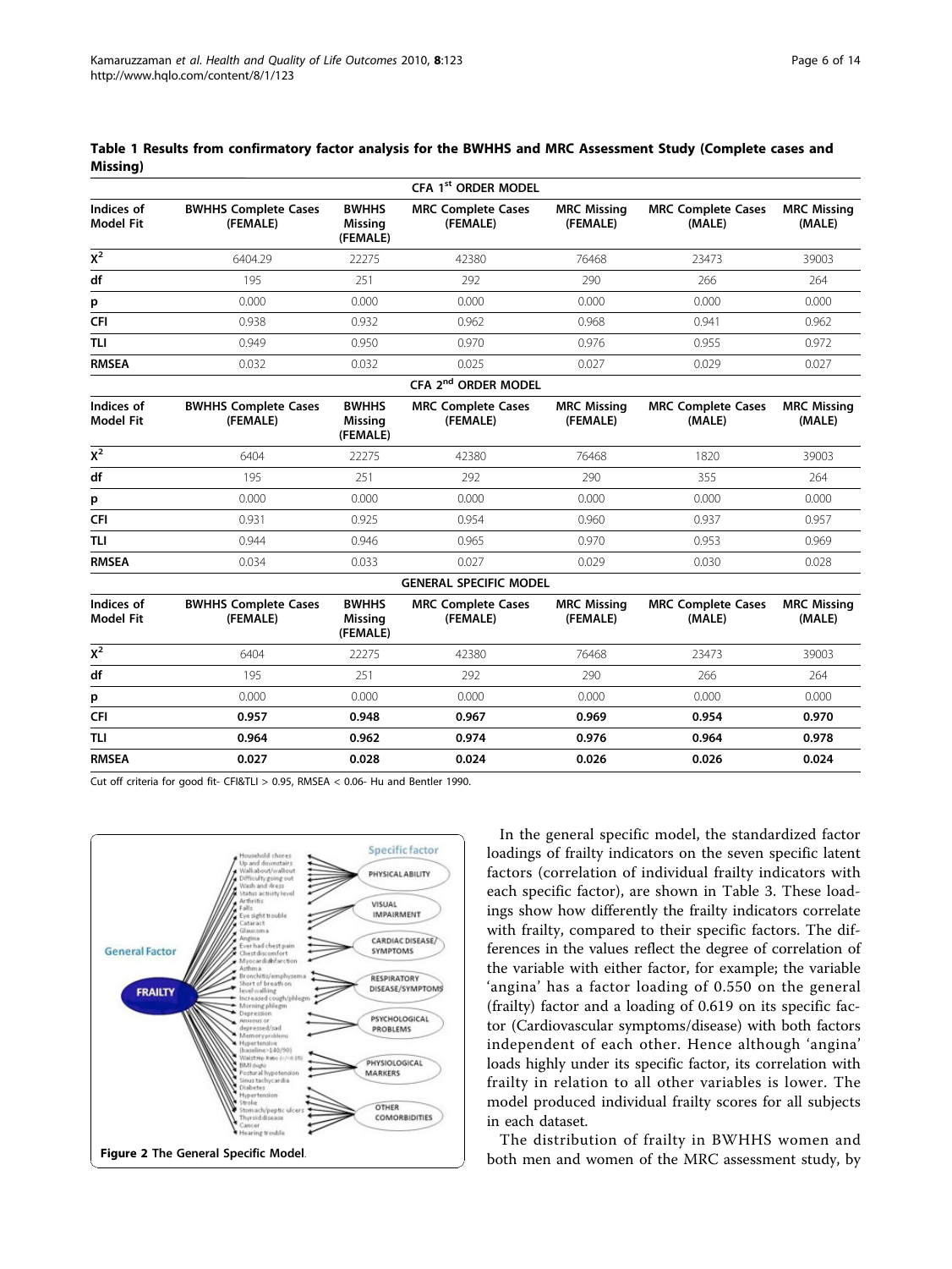**Table 1 Results from confirmatory factor analysis for the BWHHS and MRC Assessment Study (Complete cases and Missing)**

| CFA 1st ORDER MODEL | | | | | | |
|---|---|---|---|---|---|---|
| **Indices of Model Fit** | **BWHHS Complete Cases (FEMALE)** | **BWHHS Missing (FEMALE)** | **MRC Complete Cases (FEMALE)** | **MRC Missing (FEMALE)** | **MRC Complete Cases (MALE)** | **MRC Missing (MALE)** |
| $X^2$ | 6404.29 | 22275 | 42380 | 76468 | 23473 | 39003 |
| **df** | 195 | 251 | 292 | 290 | 266 | 264 |
| **p** | 0.000 | 0.000 | 0.000 | 0.000 | 0.000 | 0.000 |
| **CFI** | 0.938 | 0.932 | 0.962 | 0.968 | 0.941 | 0.962 |
| **TLI** | 0.949 | 0.950 | 0.970 | 0.976 | 0.955 | 0.972 |
| **RMSEA** | 0.032 | 0.032 | 0.025 | 0.027 | 0.029 | 0.027 |
| **CFA 2nd ORDER MODEL** | | | | | | |
| **Indices of Model Fit** | **BWHHS Complete Cases (FEMALE)** | **BWHHS Missing (FEMALE)** | **MRC Complete Cases (FEMALE)** | **MRC Missing (FEMALE)** | **MRC Complete Cases (MALE)** | **MRC Missing (MALE)** |
| $X^2$ | 6404 | 22275 | 42380 | 76468 | 1820 | 39003 |
| **df** | 195 | 251 | 292 | 290 | 355 | 264 |
| **p** | 0.000 | 0.000 | 0.000 | 0.000 | 0.000 | 0.000 |
| **CFI** | 0.931 | 0.925 | 0.954 | 0.960 | 0.937 | 0.957 |
| **TLI** | 0.944 | 0.946 | 0.965 | 0.970 | 0.953 | 0.969 |
| **RMSEA** | 0.034 | 0.033 | 0.027 | 0.029 | 0.030 | 0.028 |
| **GENERAL SPECIFIC MODEL** | | | | | | |
| **Indices of Model Fit** | **BWHHS Complete Cases (FEMALE)** | **BWHHS Missing (FEMALE)** | **MRC Complete Cases (FEMALE)** | **MRC Missing (FEMALE)** | **MRC Complete Cases (MALE)** | **MRC Missing (MALE)** |
| $X^2$ | 6404 | 22275 | 42380 | 76468 | 23473 | 39003 |
| **df** | 195 | 251 | 292 | 290 | 266 | 264 |
| **p** | 0.000 | 0.000 | 0.000 | 0.000 | 0.000 | 0.000 |
| **CFI** | **0.957** | **0.948** | **0.967** | **0.969** | **0.954** | **0.970** |
| **TLI** | **0.964** | **0.962** | **0.974** | **0.976** | **0.964** | **0.978** |
| **RMSEA** | **0.027** | **0.028** | **0.024** | **0.026** | **0.026** | **0.024** |

Cut off criteria for good fit- CFI&TLI > 0.95, RMSEA < 0.06- Hu and Bentler 1990.

**Figure 2 The General Specific Model.**

In the general specific model, the standardized factor loadings of frailty indicators on the seven specific latent factors (correlation of individual frailty indicators with each specific factor), are shown in Table 3. These loadings show how differently the frailty indicators correlate with frailty, compared to their specific factors. The differences in the values reflect the degree of correlation of the variable with either factor, for example; the variable 'angina' has a factor loading of 0.550 on the general (frailty) factor and a loading of 0.619 on its specific factor (Cardiovascular symptoms/disease) with both factors independent of each other. Hence although 'angina' loads highly under its specific factor, its correlation with frailty in relation to all other variables is lower. The model produced individual frailty scores for all subjects in each dataset.

The distribution of frailty in BWHHS women and both men and women of the MRC assessment study, by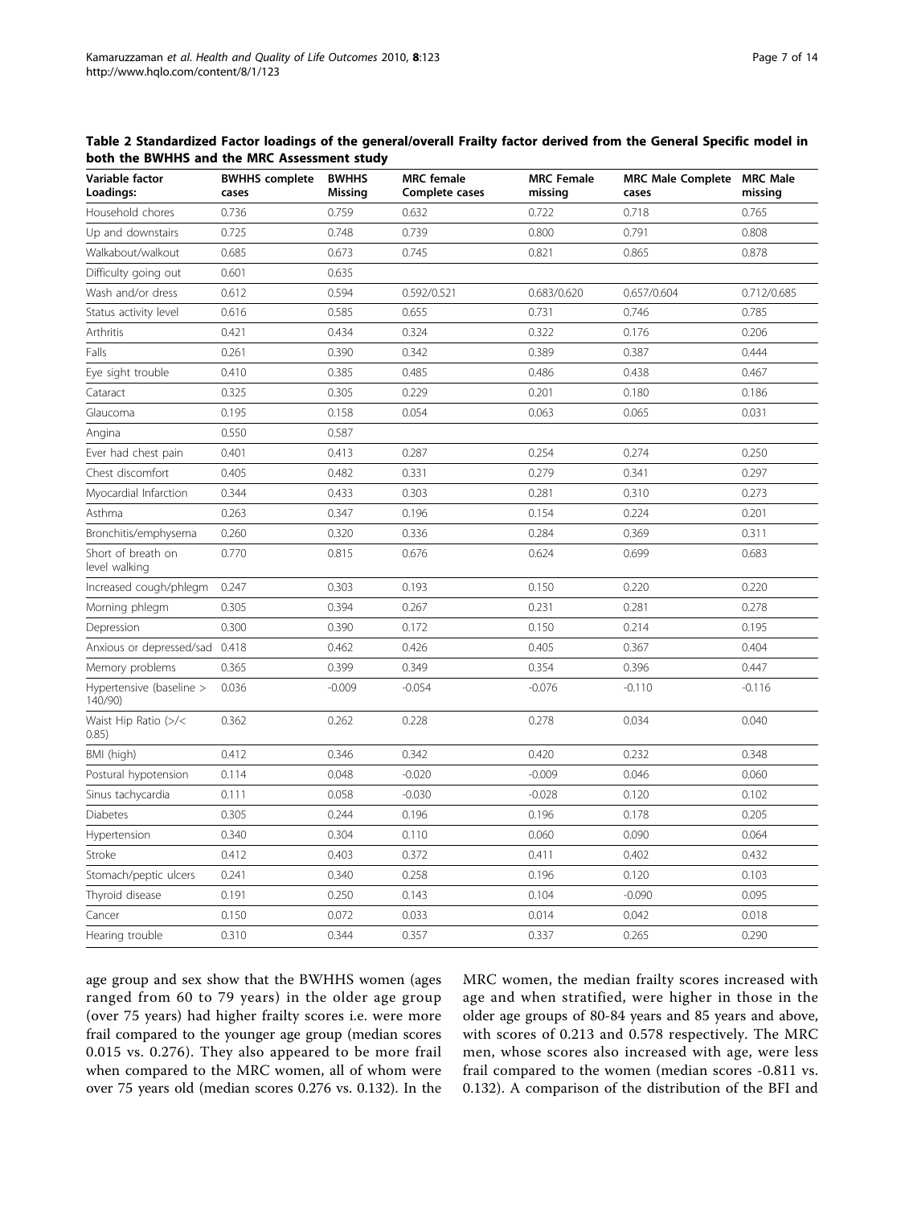**Table 2 Standardized Factor loadings of the general/overall Frailty factor derived from the General Specific model in both the BWHHS and the MRC Assessment study**

| Variable factor Loadings: | BWHHS complete cases | BWHHS Missing | MRC female Complete cases | MRC Female missing | MRC Male Complete cases | MRC Male missing |
|---|---|---|---|---|---|---|
| Household chores | 0.736 | 0.759 | 0.632 | 0.722 | 0.718 | 0.765 |
| Up and downstairs | 0.725 | 0.748 | 0.739 | 0.800 | 0.791 | 0.808 |
| Walkabout/walkout | 0.685 | 0.673 | 0.745 | 0.821 | 0.865 | 0.878 |
| Difficulty going out | 0.601 | 0.635 | | | | |
| Wash and/or dress | 0.612 | 0.594 | 0.592/0.521 | 0.683/0.620 | 0.657/0.604 | 0.712/0.685 |
| Status activity level | 0.616 | 0.585 | 0.655 | 0.731 | 0.746 | 0.785 |
| Arthritis | 0.421 | 0.434 | 0.324 | 0.322 | 0.176 | 0.206 |
| Falls | 0.261 | 0.390 | 0.342 | 0.389 | 0.387 | 0.444 |
| Eye sight trouble | 0.410 | 0.385 | 0.485 | 0.486 | 0.438 | 0.467 |
| Cataract | 0.325 | 0.305 | 0.229 | 0.201 | 0.180 | 0.186 |
| Glaucoma | 0.195 | 0.158 | 0.054 | 0.063 | 0.065 | 0.031 |
| Angina | 0.550 | 0.587 | | | | |
| Ever had chest pain | 0.401 | 0.413 | 0.287 | 0.254 | 0.274 | 0.250 |
| Chest discomfort | 0.405 | 0.482 | 0.331 | 0.279 | 0.341 | 0.297 |
| Myocardial Infarction | 0.344 | 0.433 | 0.303 | 0.281 | 0.310 | 0.273 |
| Asthma | 0.263 | 0.347 | 0.196 | 0.154 | 0.224 | 0.201 |
| Bronchitis/emphysema | 0.260 | 0.320 | 0.336 | 0.284 | 0.369 | 0.311 |
| Short of breath on level walking | 0.770 | 0.815 | 0.676 | 0.624 | 0.699 | 0.683 |
| Increased cough/phlegm | 0.247 | 0.303 | 0.193 | 0.150 | 0.220 | 0.220 |
| Morning phlegm | 0.305 | 0.394 | 0.267 | 0.231 | 0.281 | 0.278 |
| Depression | 0.300 | 0.390 | 0.172 | 0.150 | 0.214 | 0.195 |
| Anxious or depressed/sad | 0.418 | 0.462 | 0.426 | 0.405 | 0.367 | 0.404 |
| Memory problems | 0.365 | 0.399 | 0.349 | 0.354 | 0.396 | 0.447 |
| Hypertensive (baseline > 140/90) | 0.036 | -0.009 | -0.054 | -0.076 | -0.110 | -0.116 |
| Waist Hip Ratio (>/< 0.85) | 0.362 | 0.262 | 0.228 | 0.278 | 0.034 | 0.040 |
| BMI (high) | 0.412 | 0.346 | 0.342 | 0.420 | 0.232 | 0.348 |
| Postural hypotension | 0.114 | 0.048 | -0.020 | -0.009 | 0.046 | 0.060 |
| Sinus tachycardia | 0.111 | 0.058 | -0.030 | -0.028 | 0.120 | 0.102 |
| Diabetes | 0.305 | 0.244 | 0.196 | 0.196 | 0.178 | 0.205 |
| Hypertension | 0.340 | 0.304 | 0.110 | 0.060 | 0.090 | 0.064 |
| Stroke | 0.412 | 0.403 | 0.372 | 0.411 | 0.402 | 0.432 |
| Stomach/peptic ulcers | 0.241 | 0.340 | 0.258 | 0.196 | 0.120 | 0.103 |
| Thyroid disease | 0.191 | 0.250 | 0.143 | 0.104 | -0.090 | 0.095 |
| Cancer | 0.150 | 0.072 | 0.033 | 0.014 | 0.042 | 0.018 |
| Hearing trouble | 0.310 | 0.344 | 0.357 | 0.337 | 0.265 | 0.290 |

age group and sex show that the BWHHS women (ages ranged from 60 to 79 years) in the older age group (over 75 years) had higher frailty scores i.e. were more frail compared to the younger age group (median scores 0.015 vs. 0.276). They also appeared to be more frail when compared to the MRC women, all of whom were over 75 years old (median scores 0.276 vs. 0.132). In the MRC women, the median frailty scores increased with age and when stratified, were higher in those in the older age groups of 80-84 years and 85 years and above, with scores of 0.213 and 0.578 respectively. The MRC men, whose scores also increased with age, were less frail compared to the women (median scores -0.811 vs. 0.132). A comparison of the distribution of the BFI and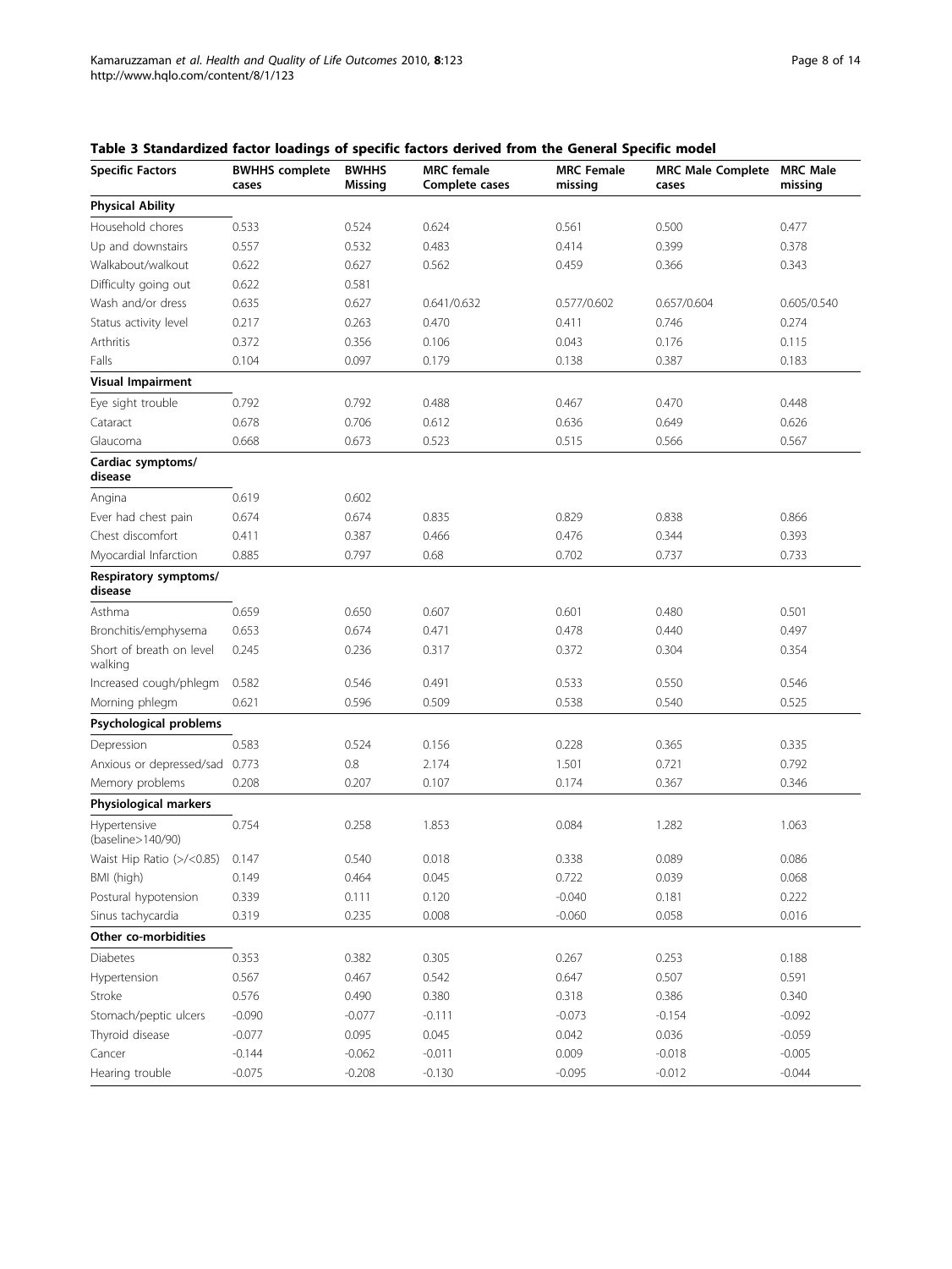**Table 3 Standardized factor loadings of specific factors derived from the General Specific model**

| Specific Factors | BWHHS complete cases | BWHHS Missing | MRC female Complete cases | MRC Female missing | MRC Male Complete cases | MRC Male missing |
|---|---|---|---|---|---|---|
| **Physical Ability** | | | | | | |
| Household chores | 0.533 | 0.524 | 0.624 | 0.561 | 0.500 | 0.477 |
| Up and downstairs | 0.557 | 0.532 | 0.483 | 0.414 | 0.399 | 0.378 |
| Walkabout/walkout | 0.622 | 0.627 | 0.562 | 0.459 | 0.366 | 0.343 |
| Difficulty going out | 0.622 | 0.581 | | | | |
| Wash and/or dress | 0.635 | 0.627 | 0.641/0.632 | 0.577/0.602 | 0.657/0.604 | 0.605/0.540 |
| Status activity level | 0.217 | 0.263 | 0.470 | 0.411 | 0.746 | 0.274 |
| Arthritis | 0.372 | 0.356 | 0.106 | 0.043 | 0.176 | 0.115 |
| Falls | 0.104 | 0.097 | 0.179 | 0.138 | 0.387 | 0.183 |
| **Visual Impairment** | | | | | | |
| Eye sight trouble | 0.792 | 0.792 | 0.488 | 0.467 | 0.470 | 0.448 |
| Cataract | 0.678 | 0.706 | 0.612 | 0.636 | 0.649 | 0.626 |
| Glaucoma | 0.668 | 0.673 | 0.523 | 0.515 | 0.566 | 0.567 |
| **Cardiac symptoms/ disease** | | | | | | |
| Angina | 0.619 | 0.602 | | | | |
| Ever had chest pain | 0.674 | 0.674 | 0.835 | 0.829 | 0.838 | 0.866 |
| Chest discomfort | 0.411 | 0.387 | 0.466 | 0.476 | 0.344 | 0.393 |
| Myocardial Infarction | 0.885 | 0.797 | 0.68 | 0.702 | 0.737 | 0.733 |
| **Respiratory symptoms/ disease** | | | | | | |
| Asthma | 0.659 | 0.650 | 0.607 | 0.601 | 0.480 | 0.501 |
| Bronchitis/emphysema | 0.653 | 0.674 | 0.471 | 0.478 | 0.440 | 0.497 |
| Short of breath on level walking | 0.245 | 0.236 | 0.317 | 0.372 | 0.304 | 0.354 |
| Increased cough/phlegm | 0.582 | 0.546 | 0.491 | 0.533 | 0.550 | 0.546 |
| Morning phlegm | 0.621 | 0.596 | 0.509 | 0.538 | 0.540 | 0.525 |
| **Psychological problems** | | | | | | |
| Depression | 0.583 | 0.524 | 0.156 | 0.228 | 0.365 | 0.335 |
| Anxious or depressed/sad | 0.773 | 0.8 | 2.174 | 1.501 | 0.721 | 0.792 |
| Memory problems | 0.208 | 0.207 | 0.107 | 0.174 | 0.367 | 0.346 |
| **Physiological markers** | | | | | | |
| Hypertensive (baseline>140/90) | 0.754 | 0.258 | 1.853 | 0.084 | 1.282 | 1.063 |
| Waist Hip Ratio (>/<0.85) | 0.147 | 0.540 | 0.018 | 0.338 | 0.089 | 0.086 |
| BMI (high) | 0.149 | 0.464 | 0.045 | 0.722 | 0.039 | 0.068 |
| Postural hypotension | 0.339 | 0.111 | 0.120 | -0.040 | 0.181 | 0.222 |
| Sinus tachycardia | 0.319 | 0.235 | 0.008 | -0.060 | 0.058 | 0.016 |
| **Other co-morbidities** | | | | | | |
| Diabetes | 0.353 | 0.382 | 0.305 | 0.267 | 0.253 | 0.188 |
| Hypertension | 0.567 | 0.467 | 0.542 | 0.647 | 0.507 | 0.591 |
| Stroke | 0.576 | 0.490 | 0.380 | 0.318 | 0.386 | 0.340 |
| Stomach/peptic ulcers | -0.090 | -0.077 | -0.111 | -0.073 | -0.154 | -0.092 |
| Thyroid disease | -0.077 | 0.095 | 0.045 | 0.042 | 0.036 | -0.059 |
| Cancer | -0.144 | -0.062 | -0.011 | 0.009 | -0.018 | -0.005 |
| Hearing trouble | -0.075 | -0.208 | -0.130 | -0.095 | -0.012 | -0.044 |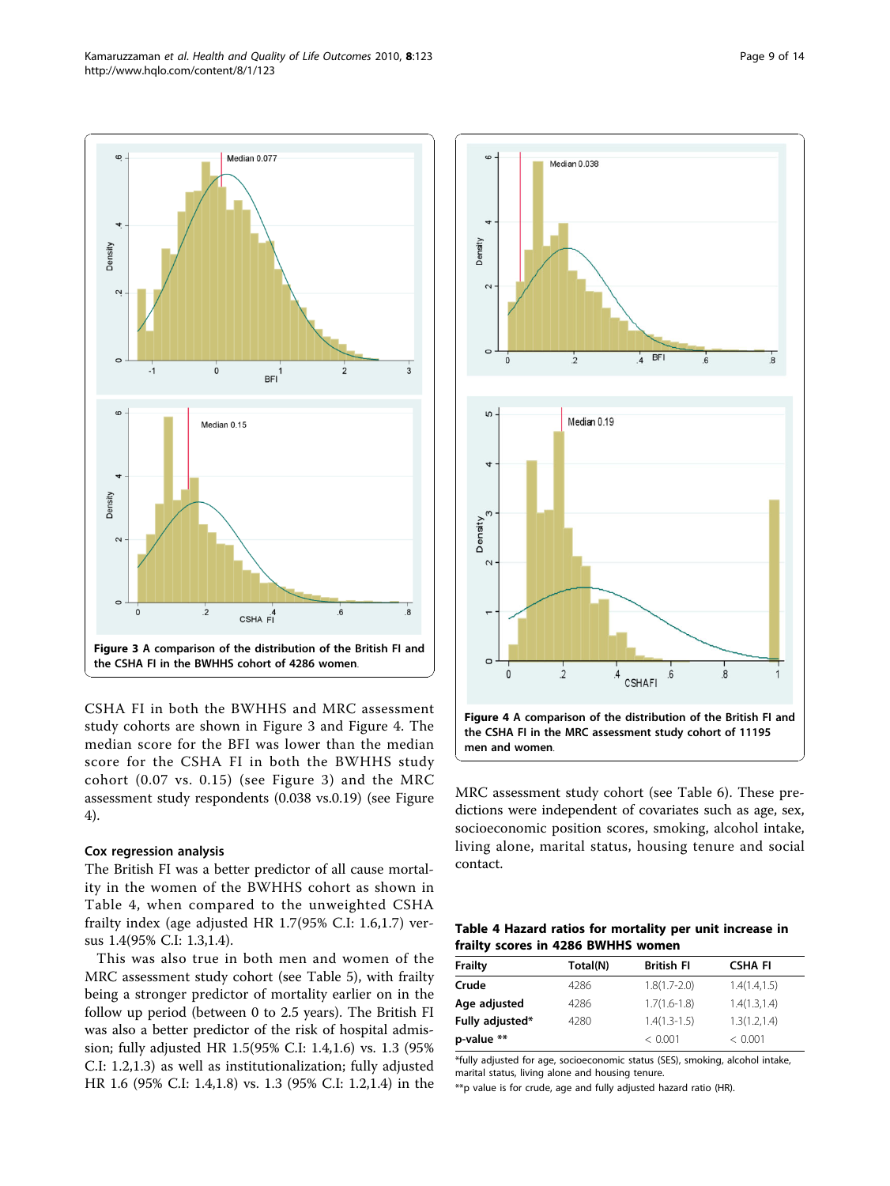Figure 3 A comparison of the distribution of the British FI and the CSHA FI in the BWHHS cohort of 4286 women.

Figure 4 A comparison of the distribution of the British FI and the CSHA FI in the MRC assessment study cohort of 11195 men and women.

CSHA FI in both the BWHHS and MRC assessment study cohorts are shown in Figure 3 and Figure 4. The median score for the BFI was lower than the median score for the CSHA FI in both the BWHHS study cohort (0.07 vs. 0.15) (see Figure 3) and the MRC assessment study respondents (0.038 vs.0.19) (see Figure 4).

### Cox regression analysis

The British FI was a better predictor of all cause mortality in the women of the BWHHS cohort as shown in Table 4, when compared to the unweighted CSHA frailty index (age adjusted HR 1.7(95% C.I: 1.6,1.7) versus 1.4(95% C.I: 1.3,1.4).

This was also true in both men and women of the MRC assessment study cohort (see Table 5), with frailty being a stronger predictor of mortality earlier on in the follow up period (between 0 to 2.5 years). The British FI was also a better predictor of the risk of hospital admission; fully adjusted HR 1.5(95% C.I: 1.4,1.6) vs. 1.3 (95% C.I: 1.2,1.3) as well as institutionalization; fully adjusted HR 1.6 (95% C.I: 1.4,1.8) vs. 1.3 (95% C.I: 1.2,1.4) in the MRC assessment study cohort (see Table 6). These predictions were independent of covariates such as age, sex, socioeconomic position scores, smoking, alcohol intake, living alone, marital status, housing tenure and social contact.

**Table 4 Hazard ratios for mortality per unit increase in frailty scores in 4286 BWHHS women**

| Frailty | Total(N) | British FI | CSHA FI |
|---|---|---|---|
| **Crude** | 4286 | 1.8(1.7-2.0) | 1.4(1.4,1.5) |
| **Age adjusted** | 4286 | 1.7(1.6-1.8) | 1.4(1.3,1.4) |
| **Fully adjusted*** | 4280 | 1.4(1.3-1.5) | 1.3(1.2,1.4) |
| **p-value \*\*** | | < 0.001 | < 0.001 |

*fully adjusted for age, socioeconomic status (SES), smoking, alcohol intake, marital status, living alone and housing tenure.

**p value is for crude, age and fully adjusted hazard ratio (HR).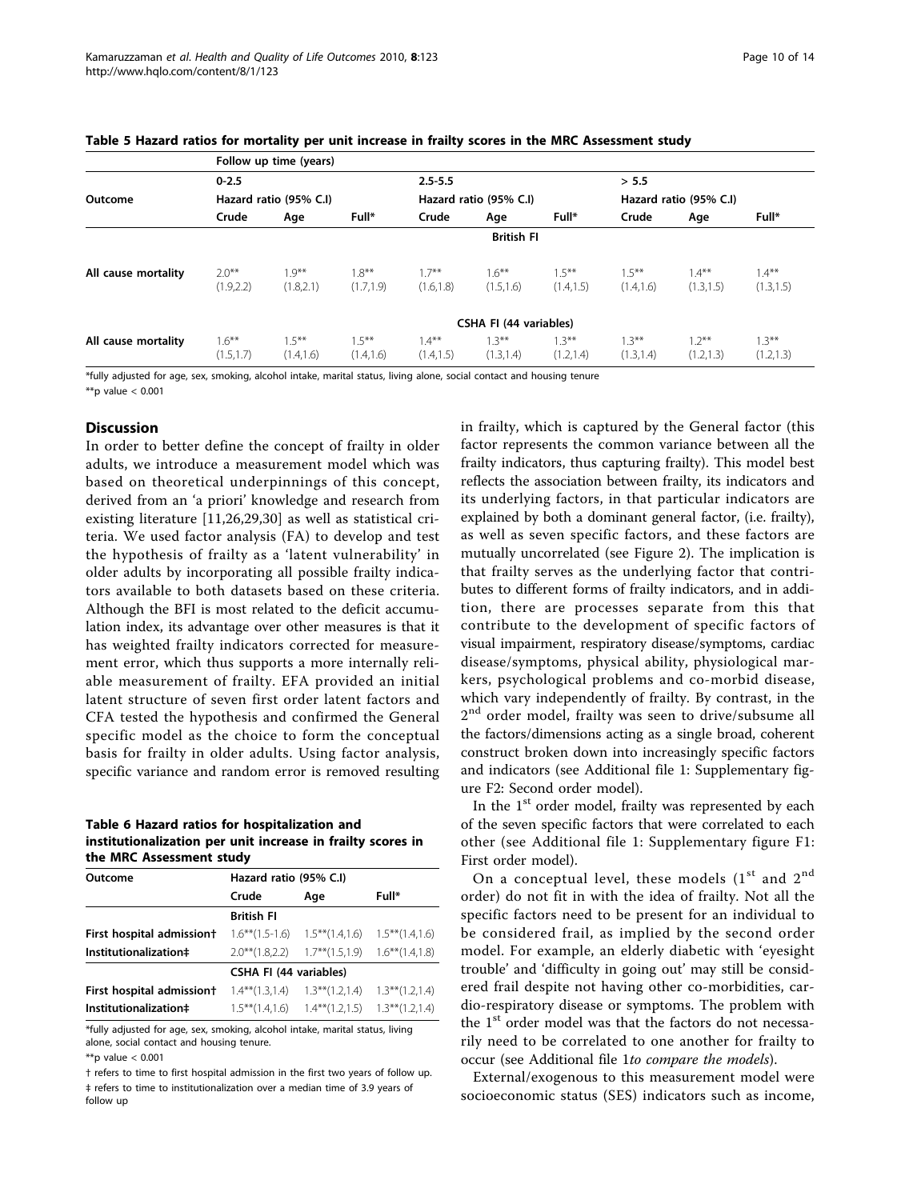**Table 5 Hazard ratios for mortality per unit increase in frailty scores in the MRC Assessment study**

| | Follow up time (years) | | | | | | | | |
|---|---|---|---|---|---|---|---|---|---|
| | 0-2.5 | | | 2.5-5.5 | | | > 5.5 | | |
| Outcome | Hazard ratio (95% C.I) | | | Hazard ratio (95% C.I) | | | Hazard ratio (95% C.I) | | |
| | Crude | Age | Full* | Crude | Age | Full* | Crude | Age | Full* |
| | | | | | British FI | | | | |
| All cause mortality | 2.0** (1.9,2.2) | 1.9** (1.8,2.1) | 1.8** (1.7,1.9) | 1.7** (1.6,1.8) | 1.6** (1.5,1.6) | 1.5** (1.4,1.5) | 1.5** (1.4,1.6) | 1.4** (1.3,1.5) | 1.4** (1.3,1.5) |
| | | | | | CSHA FI (44 variables) | | | | |
| All cause mortality | 1.6** (1.5,1.7) | 1.5** (1.4,1.6) | 1.5** (1.4,1.6) | 1.4** (1.4,1.5) | 1.3** (1.3,1.4) | 1.3** (1.2,1.4) | 1.3** (1.3,1.4) | 1.2** (1.2,1.3) | 1.3** (1.2,1.3) |

*fully adjusted for age, sex, smoking, alcohol intake, marital status, living alone, social contact and housing tenure

**p value < 0.001

## Discussion

In order to better define the concept of frailty in older adults, we introduce a measurement model which was based on theoretical underpinnings of this concept, derived from an 'a priori' knowledge and research from existing literature [11,26,29,30] as well as statistical criteria. We used factor analysis (FA) to develop and test the hypothesis of frailty as a 'latent vulnerability' in older adults by incorporating all possible frailty indicators available to both datasets based on these criteria. Although the BFI is most related to the deficit accumulation index, its advantage over other measures is that it has weighted frailty indicators corrected for measurement error, which thus supports a more internally reliable measurement of frailty. EFA provided an initial latent structure of seven first order latent factors and CFA tested the hypothesis and confirmed the General specific model as the choice to form the conceptual basis for frailty in older adults. Using factor analysis, specific variance and random error is removed resulting in frailty, which is captured by the General factor (this factor represents the common variance between all the frailty indicators, thus capturing frailty). This model best reflects the association between frailty, its indicators and its underlying factors, in that particular indicators are explained by both a dominant general factor, (i.e. frailty), as well as seven specific factors, and these factors are mutually uncorrelated (see Figure 2). The implication is that frailty serves as the underlying factor that contributes to different forms of frailty indicators, and in addition, there are processes separate from this that contribute to the development of specific factors of visual impairment, respiratory disease/symptoms, cardiac disease/symptoms, physical ability, physiological markers, psychological problems and co-morbid disease, which vary independently of frailty. By contrast, in the 2nd order model, frailty was seen to drive/subsume all the factors/dimensions acting as a single broad, coherent construct broken down into increasingly specific factors and indicators (see Additional file 1: Supplementary figure F2: Second order model).

In the 1st order model, frailty was represented by each of the seven specific factors that were correlated to each other (see Additional file 1: Supplementary figure F1: First order model).

On a conceptual level, these models (1st and 2nd order) do not fit in with the idea of frailty. Not all the specific factors need to be present for an individual to be considered frail, as implied by the second order model. For example, an elderly diabetic with 'eyesight trouble' and 'difficulty in going out' may still be considered frail despite not having other co-morbidities, cardio-respiratory disease or symptoms. The problem with the 1st order model was that the factors do not necessarily need to be correlated to one another for frailty to occur (see Additional file 1*to compare the models*).

External/exogenous to this measurement model were socioeconomic status (SES) indicators such as income,

**Table 6 Hazard ratios for hospitalization and institutionalization per unit increase in frailty scores in the MRC Assessment study**

| Outcome | Hazard ratio (95% C.I) | | |
|---|---|---|---|
| | Crude | Age | Full* |
| | British FI | | |
| First hospital admission† | 1.6**(1.5-1.6) | 1.5**(1.4,1.6) | 1.5**(1.4,1.6) |
| Institutionalization‡ | 2.0**(1.8,2.2) | 1.7**(1.5,1.9) | 1.6**(1.4,1.8) |
| | CSHA FI (44 variables) | | |
| First hospital admission† | 1.4**(1.3,1.4) | 1.3**(1.2,1.4) | 1.3**(1.2,1.4) |
| Institutionalization‡ | 1.5**(1.4,1.6) | 1.4**(1.2,1.5) | 1.3**(1.2,1.4) |

*fully adjusted for age, sex, smoking, alcohol intake, marital status, living alone, social contact and housing tenure.

**p value < 0.001

† refers to time to first hospital admission in the first two years of follow up.

‡ refers to time to institutionalization over a median time of 3.9 years of follow up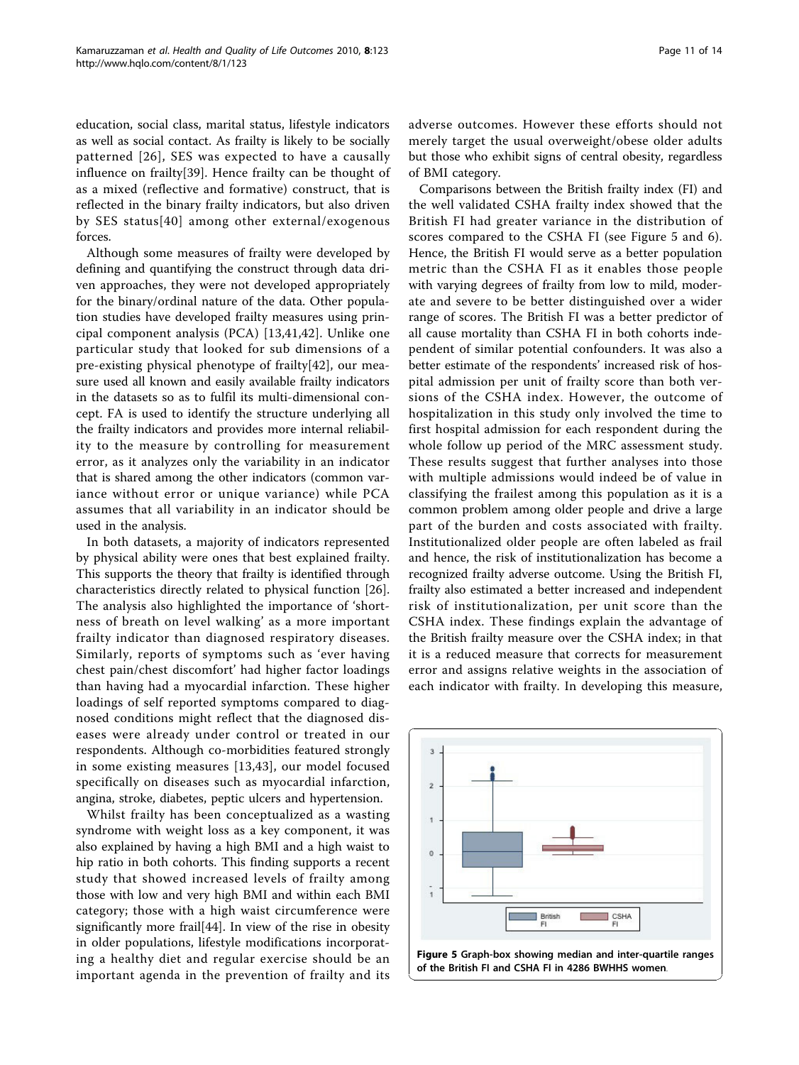education, social class, marital status, lifestyle indicators as well as social contact. As frailty is likely to be socially patterned [26], SES was expected to have a causally influence on frailty[39]. Hence frailty can be thought of as a mixed (reflective and formative) construct, that is reflected in the binary frailty indicators, but also driven by SES status[40] among other external/exogenous forces.

Although some measures of frailty were developed by defining and quantifying the construct through data driven approaches, they were not developed appropriately for the binary/ordinal nature of the data. Other population studies have developed frailty measures using principal component analysis (PCA) [13,41,42]. Unlike one particular study that looked for sub dimensions of a pre-existing physical phenotype of frailty[42], our measure used all known and easily available frailty indicators in the datasets so as to fulfil its multi-dimensional concept. FA is used to identify the structure underlying all the frailty indicators and provides more internal reliability to the measure by controlling for measurement error, as it analyzes only the variability in an indicator that is shared among the other indicators (common variance without error or unique variance) while PCA assumes that all variability in an indicator should be used in the analysis.

In both datasets, a majority of indicators represented by physical ability were ones that best explained frailty. This supports the theory that frailty is identified through characteristics directly related to physical function [26]. The analysis also highlighted the importance of 'shortness of breath on level walking' as a more important frailty indicator than diagnosed respiratory diseases. Similarly, reports of symptoms such as 'ever having chest pain/chest discomfort' had higher factor loadings than having had a myocardial infarction. These higher loadings of self reported symptoms compared to diagnosed conditions might reflect that the diagnosed diseases were already under control or treated in our respondents. Although co-morbidities featured strongly in some existing measures [13,43], our model focused specifically on diseases such as myocardial infarction, angina, stroke, diabetes, peptic ulcers and hypertension.

Whilst frailty has been conceptualized as a wasting syndrome with weight loss as a key component, it was also explained by having a high BMI and a high waist to hip ratio in both cohorts. This finding supports a recent study that showed increased levels of frailty among those with low and very high BMI and within each BMI category; those with a high waist circumference were significantly more frail[44]. In view of the rise in obesity in older populations, lifestyle modifications incorporating a healthy diet and regular exercise should be an important agenda in the prevention of frailty and its adverse outcomes. However these efforts should not merely target the usual overweight/obese older adults but those who exhibit signs of central obesity, regardless of BMI category.

Comparisons between the British frailty index (FI) and the well validated CSHA frailty index showed that the British FI had greater variance in the distribution of scores compared to the CSHA FI (see Figure 5 and 6). Hence, the British FI would serve as a better population metric than the CSHA FI as it enables those people with varying degrees of frailty from low to mild, moderate and severe to be better distinguished over a wider range of scores. The British FI was a better predictor of all cause mortality than CSHA FI in both cohorts independent of similar potential confounders. It was also a better estimate of the respondents' increased risk of hospital admission per unit of frailty score than both versions of the CSHA index. However, the outcome of hospitalization in this study only involved the time to first hospital admission for each respondent during the whole follow up period of the MRC assessment study. These results suggest that further analyses into those with multiple admissions would indeed be of value in classifying the frailest among this population as it is a common problem among older people and drive a large part of the burden and costs associated with frailty. Institutionalized older people are often labeled as frail and hence, the risk of institutionalization has become a recognized frailty adverse outcome. Using the British FI, frailty also estimated a better increased and independent risk of institutionalization, per unit score than the CSHA index. These findings explain the advantage of the British frailty measure over the CSHA index; in that it is a reduced measure that corrects for measurement error and assigns relative weights in the association of each indicator with frailty. In developing this measure,

3
2
1
0
-1

British FI
CSHA FI

**Figure 5** Graph-box showing median and inter-quartile ranges of the British FI and CSHA FI in 4286 BWHHS women.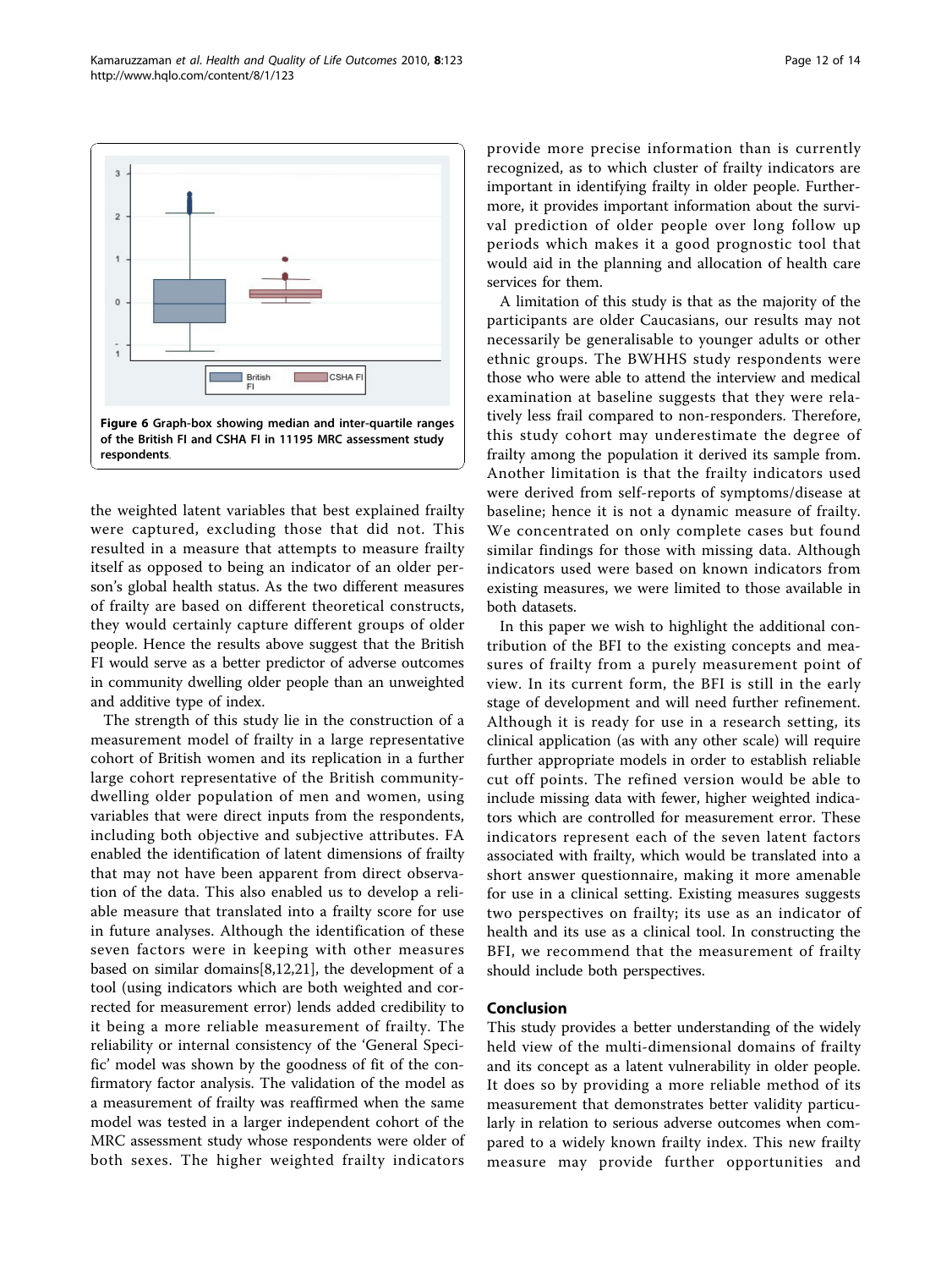Figure 6 Graph-box showing median and inter-quartile ranges of the British FI and CSHA FI in 11195 MRC assessment study respondents.

the weighted latent variables that best explained frailty were captured, excluding those that did not. This resulted in a measure that attempts to measure frailty itself as opposed to being an indicator of an older person's global health status. As the two different measures of frailty are based on different theoretical constructs, they would certainly capture different groups of older people. Hence the results above suggest that the British FI would serve as a better predictor of adverse outcomes in community dwelling older people than an unweighted and additive type of index.

The strength of this study lie in the construction of a measurement model of frailty in a large representative cohort of British women and its replication in a further large cohort representative of the British community-dwelling older population of men and women, using variables that were direct inputs from the respondents, including both objective and subjective attributes. FA enabled the identification of latent dimensions of frailty that may not have been apparent from direct observation of the data. This also enabled us to develop a reliable measure that translated into a frailty score for use in future analyses. Although the identification of these seven factors were in keeping with other measures based on similar domains[8,12,21], the development of a tool (using indicators which are both weighted and corrected for measurement error) lends added credibility to it being a more reliable measurement of frailty. The reliability or internal consistency of the 'General Specific' model was shown by the goodness of fit of the confirmatory factor analysis. The validation of the model as a measurement of frailty was reaffirmed when the same model was tested in a larger independent cohort of the MRC assessment study whose respondents were older of both sexes. The higher weighted frailty indicators provide more precise information than is currently recognized, as to which cluster of frailty indicators are important in identifying frailty in older people. Furthermore, it provides important information about the survival prediction of older people over long follow up periods which makes it a good prognostic tool that would aid in the planning and allocation of health care services for them.

A limitation of this study is that as the majority of the participants are older Caucasians, our results may not necessarily be generalisable to younger adults or other ethnic groups. The BWHHS study respondents were those who were able to attend the interview and medical examination at baseline suggests that they were relatively less frail compared to non-responders. Therefore, this study cohort may underestimate the degree of frailty among the population it derived its sample from. Another limitation is that the frailty indicators used were derived from self-reports of symptoms/disease at baseline; hence it is not a dynamic measure of frailty. We concentrated on only complete cases but found similar findings for those with missing data. Although indicators used were based on known indicators from existing measures, we were limited to those available in both datasets.

In this paper we wish to highlight the additional contribution of the BFI to the existing concepts and measures of frailty from a purely measurement point of view. In its current form, the BFI is still in the early stage of development and will need further refinement. Although it is ready for use in a research setting, its clinical application (as with any other scale) will require further appropriate models in order to establish reliable cut off points. The refined version would be able to include missing data with fewer, higher weighted indicators which are controlled for measurement error. These indicators represent each of the seven latent factors associated with frailty, which would be translated into a short answer questionnaire, making it more amenable for use in a clinical setting. Existing measures suggests two perspectives on frailty; its use as an indicator of health and its use as a clinical tool. In constructing the BFI, we recommend that the measurement of frailty should include both perspectives.

## Conclusion

This study provides a better understanding of the widely held view of the multi-dimensional domains of frailty and its concept as a latent vulnerability in older people. It does so by providing a more reliable method of its measurement that demonstrates better validity particularly in relation to serious adverse outcomes when compared to a widely known frailty index. This new frailty measure may provide further opportunities and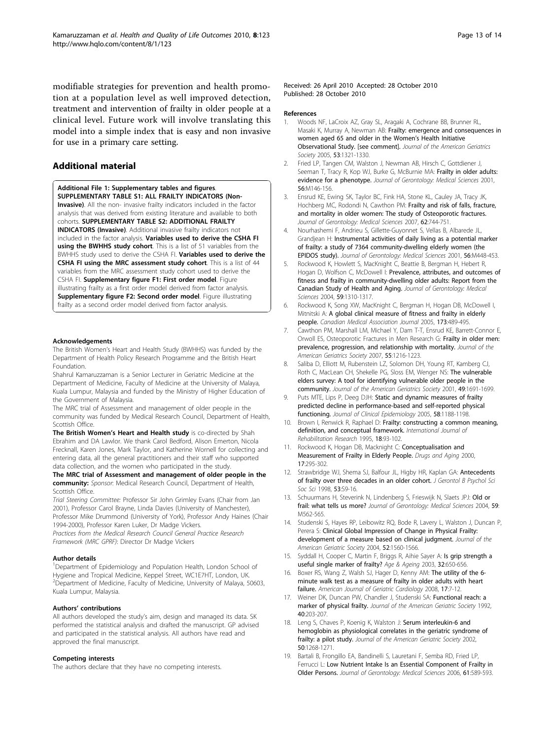modifiable strategies for prevention and health promotion at a population level as well improved detection, treatment and intervention of frailty in older people at a clinical level. Future work will involve translating this model into a simple index that is easy and non invasive for use in a primary care setting.

## Additional material

**Additional File 1: Supplementary tables and figures**. **SUPPLEMENTARY TABLE S1: ALL FRAILTY INDICATORS (Non-Invasive)**. All the non- invasive frailty indicators included in the factor analysis that was derived from existing literature and available to both cohorts. **SUPPLEMENTARY TABLE S2: ADDITIONAL FRAILTY INDICATORS (Invasive)**. Additional invasive frailty indicators not included in the factor analysis. **Variables used to derive the CSHA FI using the BWHHS study cohort**. This is a list of 51 variables from the BWHHS study used to derive the CSHA FI. **Variables used to derive the CSHA FI using the MRC assessment study cohort**. This is a list of 44 variables from the MRC assessment study cohort used to derive the CSHA FI. **Supplementary figure F1: First order model**. Figure illustrating frailty as a first order model derived from factor analysis. **Supplementary figure F2: Second order model**. Figure illustrating frailty as a second order model derived from factor analysis.

#### Acknowledgements

The British Women's Heart and Health Study (BWHHS) was funded by the Department of Health Policy Research Programme and the British Heart Foundation.

Shahrul Kamaruzzaman is a Senior Lecturer in Geriatric Medicine at the Department of Medicine, Faculty of Medicine at the University of Malaya, Kuala Lumpur, Malaysia and funded by the Ministry of Higher Education of the Government of Malaysia.

The MRC trial of Assessment and management of older people in the community was funded by Medical Research Council, Department of Health, Scottish Office.

**The British Women's Heart and Health study** is co-directed by Shah Ebrahim and DA Lawlor. We thank Carol Bedford, Alison Emerton, Nicola Frecknall, Karen Jones, Mark Taylor, and Katherine Wornell for collecting and entering data, all the general practitioners and their staff who supported data collection, and the women who participated in the study.

**The MRC trial of Assessment and management of older people in the community:** *Sponsor:* Medical Research Council, Department of Health, Scottish Office.

*Trial Steering Committee:* Professor Sir John Grimley Evans (Chair from Jan 2001), Professor Carol Brayne, Linda Davies (University of Manchester), Professor Mike Drummond (University of York), Professor Andy Haines (Chair 1994-2000), Professor Karen Luker, Dr Madge Vickers.

*Practices from the Medical Research Council General Practice Research Framework (MRC GPRF)*: Director Dr Madge Vickers

#### Author details

[1]Department of Epidemiology and Population Health, London School of Hygiene and Tropical Medicine, Keppel Street, WC1E7HT, London, UK. [2]Department of Medicine, Faculty of Medicine, University of Malaya, 50603, Kuala Lumpur, Malaysia.

#### Authors' contributions

All authors developed the study's aim, design and managed its data. SK performed the statistical analysis and drafted the manuscript. GP advised and participated in the statistical analysis. All authors have read and approved the final manuscript.

#### Competing interests

The authors declare that they have no competing interests.

Received: 26 April 2010 Accepted: 28 October 2010
Published: 28 October 2010

#### References

1. Woods NF, LaCroix AZ, Gray SL, Aragaki A, Cochrane BB, Brunner RL, Masaki K, Murray A, Newman AB: **Frailty: emergence and consequences in women aged 65 and older in the Women's Health Initiative Observational Study. [see comment].** *Journal of the American Geriatrics Society* 2005, **53**:1321-1330.
2. Fried LP, Tangen CM, Walston J, Newman AB, Hirsch C, Gottdiener J, Seeman T, Tracy R, Kop WJ, Burke G, McBurnie MA: **Frailty in older adults: evidence for a phenotype.** *Journal of Gerontology: Medical Sciences* 2001, **56**:M146-156.
3. Ensrud KE, Ewing SK, Taylor BC, Fink HA, Stone KL, Cauley JA, Tracy JK, Hochberg MC, Rodondi N, Cawthon PM: **Frailty and risk of falls, fracture, and mortality in older women: The study of Osteoporotic fractures.** *Journal of Gerontology: Medical Sciences* 2007, **62**:744-751.
4. Nourhashemi F, Andrieu S, Gillette-Guyonnet S, Vellas B, Albarede JL, Grandjean H: **Instrumental activities of daily living as a potential marker of frailty: a study of 7364 community-dwelling elderly women (the EPIDOS study).** *Journal of Gerontology: Medical Sciences* 2001, **56**:M448-453.
5. Rockwood K, Howlett S, MacKnight C, Beattie B, Bergman H, Hebert R, Hogan D, Wolfson C, McDowell I: **Prevalence, attributes, and outcomes of fitness and frailty in community-dwelling older adults: Report from the Canadian Study of Health and Aging.** *Journal of Gerontology: Medical Sciences* 2004, **59**:1310-1317.
6. Rockwood K, Song XW, MacKnight C, Bergman H, Hogan DB, McDowell I, Mitnitski A: **A global clinical measure of fitness and frailty in elderly people.** *Canadian Medical Association Journal* 2005, **173**:489-495.
7. Cawthon PM, Marshall LM, Michael Y, Dam T-T, Ensrud KE, Barrett-Connor E, Orwoll ES, Osteoporotic Fractures in Men Research G: **Frailty in older men: prevalence, progression, and relationship with mortality.** *Journal of the American Geriatrics Society* 2007, **55**:1216-1223.
8. Saliba D, Elliott M, Rubenstein LZ, Solomon DH, Young RT, Kamberg CJ, Roth C, MacLean CH, Shekelle PG, Sloss EM, Wenger NS: **The vulnerable elders survey: A tool for identifying vulnerable older people in the community.** *Journal of the American Geriatrics Society* 2001, **49**:1691-1699.
9. Puts MTE, Lips P, Deeg DJH: **Static and dynamic measures of frailty predicted decline in performance-based and self-reported physical functioning.** *Journal of Clinical Epidemiology* 2005, **58**:1188-1198.
10. Brown I, Renwick R, Raphael D: **Frailty: constructing a common meaning, definition, and conceptual framework.** *International Journal of Rehabilitation Research* 1995, **18**:93-102.
11. Rockwood K, Hogan DB, Macknight C: **Conceptualisation and Measurement of Frailty in Elderly People.** *Drugs and Aging* 2000, **17**:295-302.
12. Strawbridge WJ, Shema SJ, Balfour JL, Higby HR, Kaplan GA: **Antecedents of frailty over three decades in an older cohort.** *J Gerontol B Psychol Sci Soc Sci* 1998, **53**:S9-16.
13. Schuurmans H, Steverink N, Lindenberg S, Frieswijk N, Slaets JPJ: **Old or frail: what tells us more?** *Journal of Gerontology: Medical Sciences* 2004, **59**: M562-565.
14. Studenski S, Hayes RP, Leibowitz RQ, Bode R, Lavery L, Walston J, Duncan P, Perera S: **Clinical Global Impression of Change in Physical Frailty: development of a measure based on clinical judgment.** *Journal of the American Geriatric Society* 2004, **52**:1560-1566.
15. Syddall H, Cooper C, Martin F, Briggs R, Aihie Sayer A: **Is grip strength a useful single marker of frailty?** *Age & Ageing* 2003, **32**:650-656.
16. Boxer RS, Wang Z, Walsh SJ, Hager D, Kenny AM: **The utility of the 6-minute walk test as a measure of frailty in older adults with heart failure.** *American Journal of Geriatric Cardiology* 2008, **17**:7-12.
17. Weiner DK, Duncan PW, Chandler J, Studenski SA: **Functional reach: a marker of physical frailty.** *Journal of the American Geriatric Society* 1992, **40**:203-207.
18. Leng S, Chaves P, Koenig K, Walston J: **Serum interleukin-6 and hemoglobin as physiological correlates in the geriatric syndrome of frailty: a pilot study.** *Journal of the American Geriatric Society* 2002, **50**:1268-1271.
19. Bartali B, Frongillo EA, Bandinelli S, Lauretani F, Semba RD, Fried LP, Ferrucci L: **Low Nutrient Intake Is an Essential Component of Frailty in Older Persons.** *Journal of Gerontology: Medical Sciences* 2006, **61**:589-593.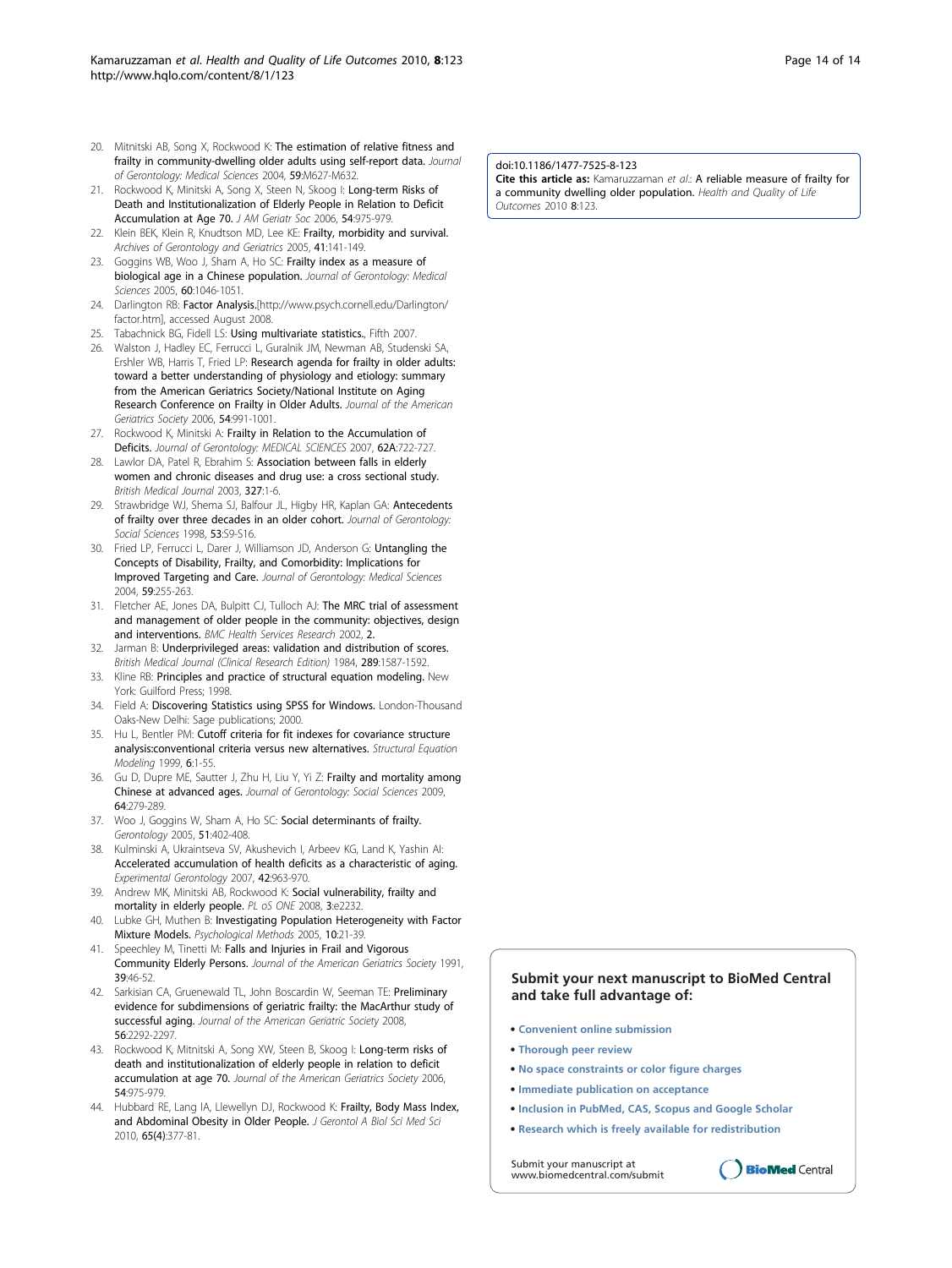20. Mitnitski AB, Song X, Rockwood K: The estimation of relative fitness and frailty in community-dwelling older adults using self-report data. *Journal of Gerontology: Medical Sciences* 2004, **59**:M627-M632.
21. Rockwood K, Minitski A, Song X, Steen N, Skoog I: Long-term Risks of Death and Institutionalization of Elderly People in Relation to Deficit Accumulation at Age 70. *J AM Geriatr Soc* 2006, **54**:975-979.
22. Klein BEK, Klein R, Knudtson MD, Lee KE: Frailty, morbidity and survival. *Archives of Gerontology and Geriatrics* 2005, **41**:141-149.
23. Goggins WB, Woo J, Sham A, Ho SC: Frailty index as a measure of biological age in a Chinese population. *Journal of Gerontology: Medical Sciences* 2005, **60**:1046-1051.
24. Darlington RB: Factor Analysis.[http://www.psych.cornell.edu/Darlington/factor.htm], accessed August 2008.
25. Tabachnick BG, Fidell LS: Using multivariate statistics., Fifth 2007.
26. Walston J, Hadley EC, Ferrucci L, Guralnik JM, Newman AB, Studenski SA, Ershler WB, Harris T, Fried LP: Research agenda for frailty in older adults: toward a better understanding of physiology and etiology: summary from the American Geriatrics Society/National Institute on Aging Research Conference on Frailty in Older Adults. *Journal of the American Geriatrics Society* 2006, **54**:991-1001.
27. Rockwood K, Minitski A: Frailty in Relation to the Accumulation of Deficits. *Journal of Gerontology: MEDICAL SCIENCES* 2007, **62A**:722-727.
28. Lawlor DA, Patel R, Ebrahim S: Association between falls in elderly women and chronic diseases and drug use: a cross sectional study. *British Medical Journal* 2003, **327**:1-6.
29. Strawbridge WJ, Shema SJ, Balfour JL, Higby HR, Kaplan GA: Antecedents of frailty over three decades in an older cohort. *Journal of Gerontology: Social Sciences* 1998, **53**:S9-S16.
30. Fried LP, Ferrucci L, Darer J, Williamson JD, Anderson G: Untangling the Concepts of Disability, Frailty, and Comorbidity: Implications for Improved Targeting and Care. *Journal of Gerontology: Medical Sciences* 2004, **59**:255-263.
31. Fletcher AE, Jones DA, Bulpitt CJ, Tulloch AJ: The MRC trial of assessment and management of older people in the community: objectives, design and interventions. *BMC Health Services Research* 2002, **2**.
32. Jarman B: Underprivileged areas: validation and distribution of scores. *British Medical Journal (Clinical Research Edition)* 1984, **289**:1587-1592.
33. Kline RB: Principles and practice of structural equation modeling. New York: Guilford Press; 1998.
34. Field A: Discovering Statistics using SPSS for Windows. London-Thousand Oaks-New Delhi: Sage publications; 2000.
35. Hu L, Bentler PM: Cutoff criteria for fit indexes for covariance structure analysis:conventional criteria versus new alternatives. *Structural Equation Modeling* 1999, **6**:1-55.
36. Gu D, Dupre ME, Sautter J, Zhu H, Liu Y, Yi Z: Frailty and mortality among Chinese at advanced ages. *Journal of Gerontology: Social Sciences* 2009, **64**:279-289.
37. Woo J, Goggins W, Sham A, Ho SC: Social determinants of frailty. *Gerontology* 2005, **51**:402-408.
38. Kulminski A, Ukraintseva SV, Akushevich I, Arbeev KG, Land K, Yashin AI: Accelerated accumulation of health deficits as a characteristic of aging. *Experimental Gerontology* 2007, **42**:963-970.
39. Andrew MK, Minitski AB, Rockwood K: Social vulnerability, frailty and mortality in elderly people. *PL oS ONE* 2008, **3**:e2232.
40. Lubke GH, Muthen B: Investigating Population Heterogeneity with Factor Mixture Models. *Psychological Methods* 2005, **10**:21-39.
41. Speechley M, Tinetti M: Falls and Injuries in Frail and Vigorous Community Elderly Persons. *Journal of the American Geriatrics Society* 1991, **39**:46-52.
42. Sarkisian CA, Gruenewald TL, John Boscardin W, Seeman TE: Preliminary evidence for subdimensions of geriatric frailty: the MacArthur study of successful aging. *Journal of the American Geriatric Society* 2008, **56**:2292-2297.
43. Rockwood K, Mitnitski A, Song XW, Steen B, Skoog I: Long-term risks of death and institutionalization of elderly people in relation to deficit accumulation at age 70. *Journal of the American Geriatrics Society* 2006, **54**:975-979.
44. Hubbard RE, Lang IA, Llewellyn DJ, Rockwood K: Frailty, Body Mass Index, and Abdominal Obesity in Older People. *J Gerontol A Biol Sci Med Sci* 2010, **65(4)**:377-81.

doi:10.1186/1477-7525-8-123

**Cite this article as:** Kamaruzzaman *et al.*: A reliable measure of frailty for a community dwelling older population. *Health and Quality of Life Outcomes* 2010 **8**:123.

**Submit your next manuscript to BioMed Central and take full advantage of:**

- **Convenient online submission**
- **Thorough peer review**
- **No space constraints or color figure charges**
- **Immediate publication on acceptance**
- **Inclusion in PubMed, CAS, Scopus and Google Scholar**
- **Research which is freely available for redistribution**

Submit your manuscript at www.biomedcentral.com/submit

BioMed Central